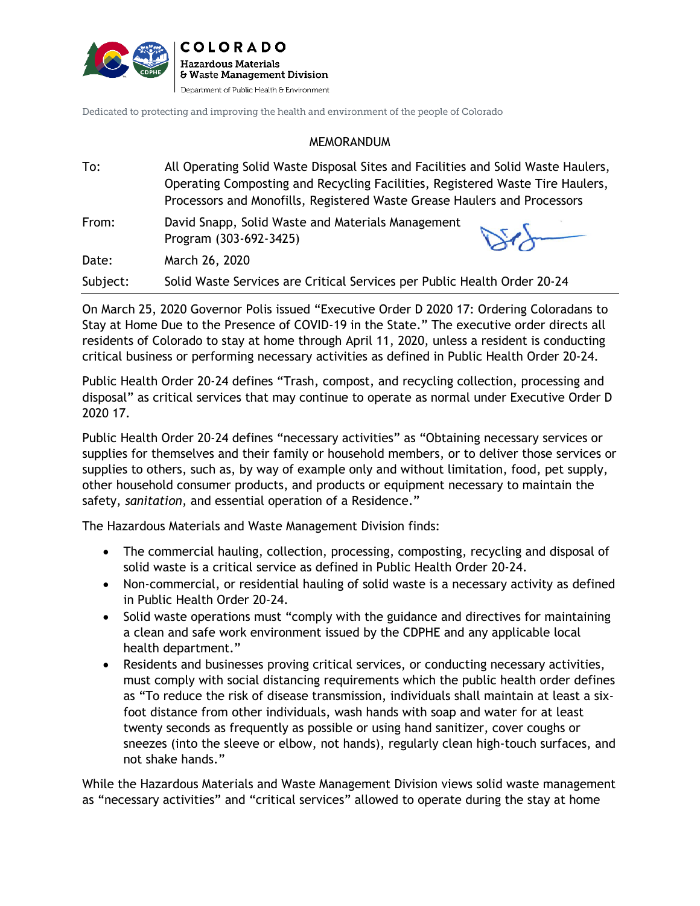COLORADO
Hazardous Materials & Waste Management Division
Department of Public Health & Environment

Dedicated to protecting and improving the health and environment of the people of Colorado

MEMORANDUM

| | |
|---|---|
| To: | All Operating Solid Waste Disposal Sites and Facilities and Solid Waste Haulers, Operating Composting and Recycling Facilities, Registered Waste Tire Haulers, Processors and Monofills, Registered Waste Grease Haulers and Processors |
| From: | David Snapp, Solid Waste and Materials Management Program (303-692-3425) |
| Date: | March 26, 2020 |
| Subject: | Solid Waste Services are Critical Services per Public Health Order 20-24 |

On March 25, 2020 Governor Polis issued "Executive Order D 2020 17: Ordering Coloradans to Stay at Home Due to the Presence of COVID-19 in the State." The executive order directs all residents of Colorado to stay at home through April 11, 2020, unless a resident is conducting critical business or performing necessary activities as defined in Public Health Order 20-24.

Public Health Order 20-24 defines "Trash, compost, and recycling collection, processing and disposal" as critical services that may continue to operate as normal under Executive Order D 2020 17.

Public Health Order 20-24 defines "necessary activities" as "Obtaining necessary services or supplies for themselves and their family or household members, or to deliver those services or supplies to others, such as, by way of example only and without limitation, food, pet supply, other household consumer products, and products or equipment necessary to maintain the safety, *sanitation*, and essential operation of a Residence."

The Hazardous Materials and Waste Management Division finds:

- The commercial hauling, collection, processing, composting, recycling and disposal of solid waste is a critical service as defined in Public Health Order 20-24.
- Non-commercial, or residential hauling of solid waste is a necessary activity as defined in Public Health Order 20-24.
- Solid waste operations must "comply with the guidance and directives for maintaining a clean and safe work environment issued by the CDPHE and any applicable local health department."
- Residents and businesses proving critical services, or conducting necessary activities, must comply with social distancing requirements which the public health order defines as "To reduce the risk of disease transmission, individuals shall maintain at least a six-foot distance from other individuals, wash hands with soap and water for at least twenty seconds as frequently as possible or using hand sanitizer, cover coughs or sneezes (into the sleeve or elbow, not hands), regularly clean high-touch surfaces, and not shake hands."

While the Hazardous Materials and Waste Management Division views solid waste management as "necessary activities" and "critical services" allowed to operate during the stay at home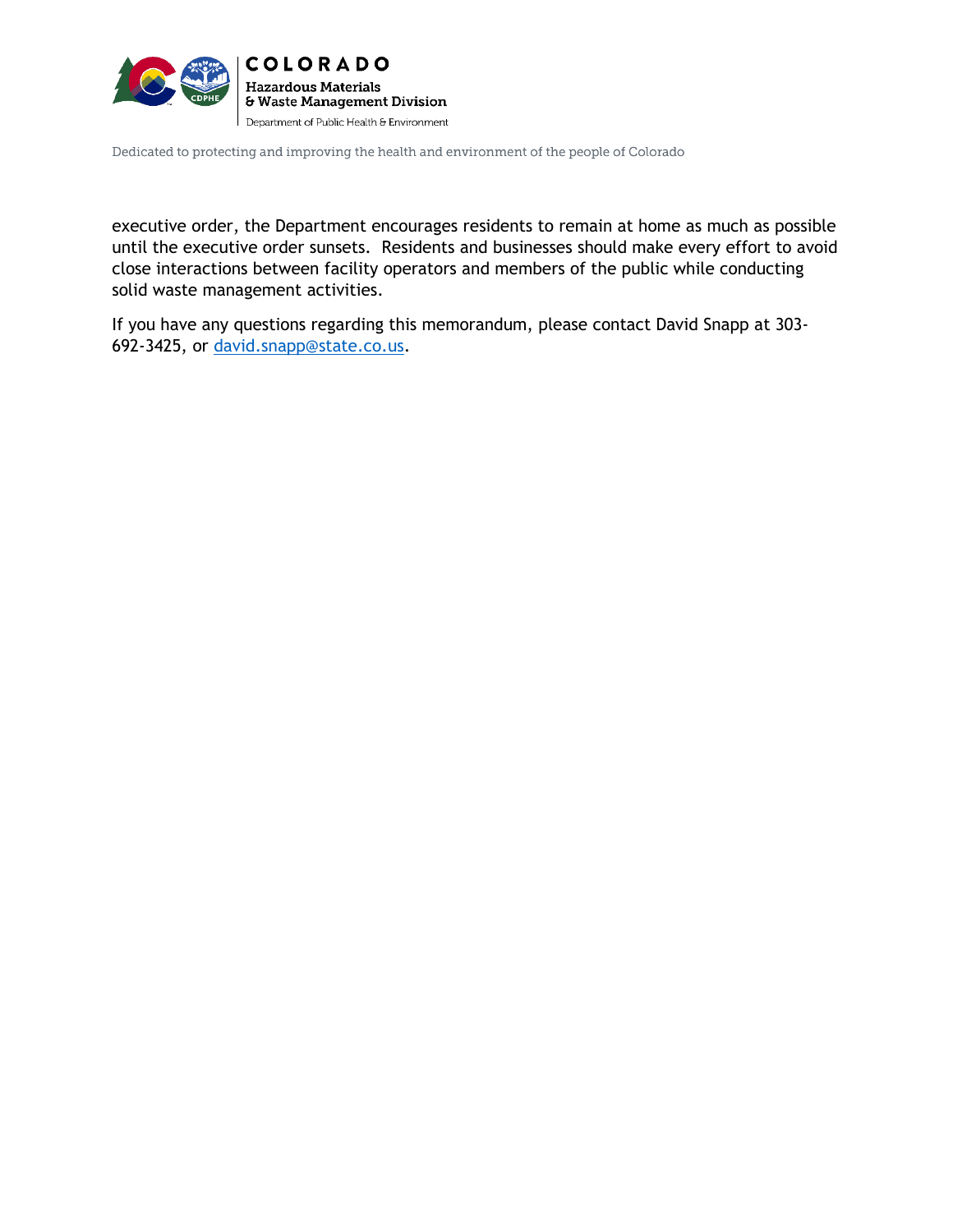executive order, the Department encourages residents to remain at home as much as possible until the executive order sunsets. Residents and businesses should make every effort to avoid close interactions between facility operators and members of the public while conducting solid waste management activities.

If you have any questions regarding this memorandum, please contact David Snapp at 303-692-3425, or [david.snapp@state.co.us](mailto:david.snapp@state.co.us).